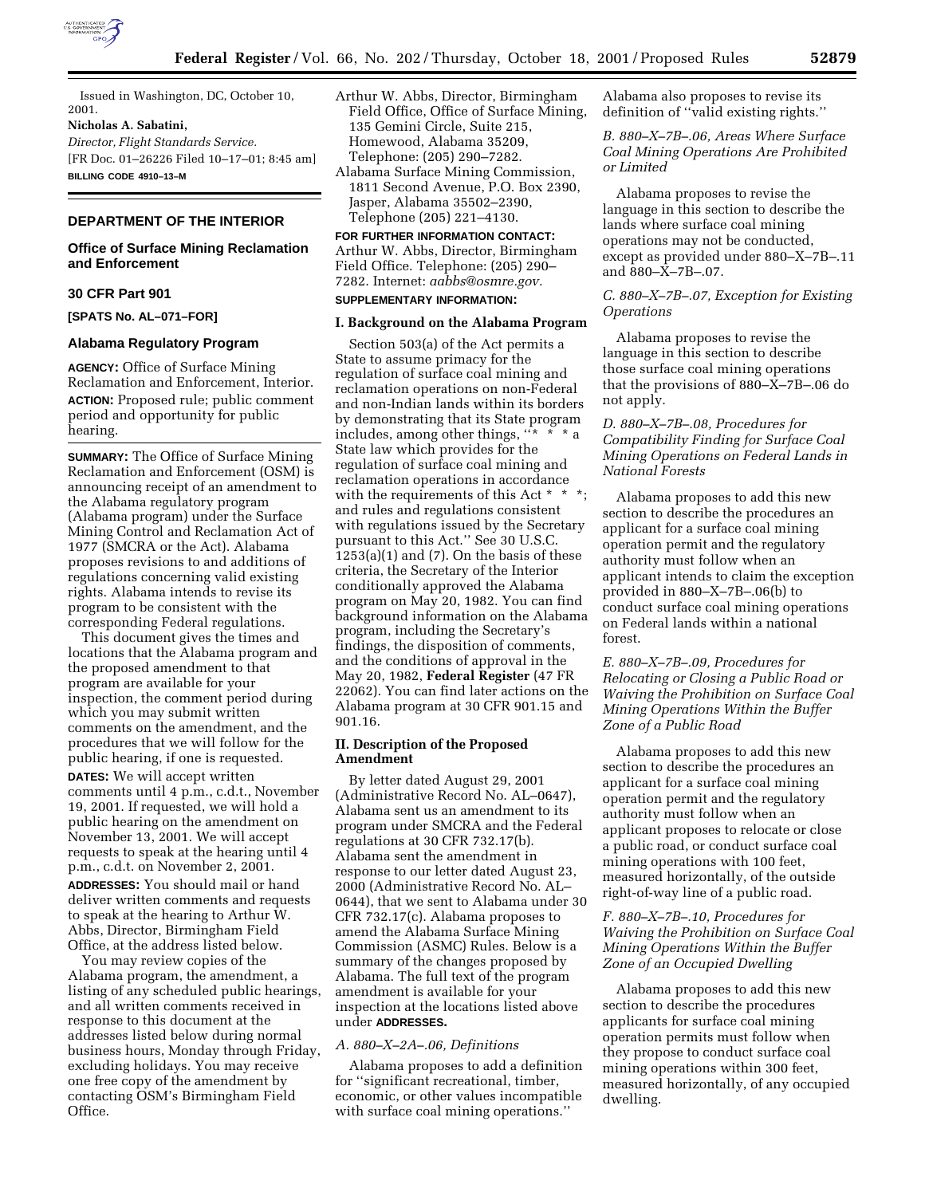Issued in Washington, DC, October 10, 2001.

**Nicholas A. Sabatini,**

*Director, Flight Standards Service.*

[FR Doc. 01–26226 Filed 10–17–01; 8:45 am]

**BILLING CODE 4910–13–M**

## DEPARTMENT OF THE INTERIOR

### Office of Surface Mining Reclamation and Enforcement

### 30 CFR Part 901

**[SPATS No. AL–071–FOR]**

### Alabama Regulatory Program

**AGENCY:** Office of Surface Mining Reclamation and Enforcement, Interior.

**ACTION:** Proposed rule; public comment period and opportunity for public hearing.

**SUMMARY:** The Office of Surface Mining Reclamation and Enforcement (OSM) is announcing receipt of an amendment to the Alabama regulatory program (Alabama program) under the Surface Mining Control and Reclamation Act of 1977 (SMCRA or the Act). Alabama proposes revisions to and additions of regulations concerning valid existing rights. Alabama intends to revise its program to be consistent with the corresponding Federal regulations.

This document gives the times and locations that the Alabama program and the proposed amendment to that program are available for your inspection, the comment period during which you may submit written comments on the amendment, and the procedures that we will follow for the public hearing, if one is requested.

**DATES:** We will accept written comments until 4 p.m., c.d.t., November 19, 2001. If requested, we will hold a public hearing on the amendment on November 13, 2001. We will accept requests to speak at the hearing until 4 p.m., c.d.t. on November 2, 2001.

**ADDRESSES:** You should mail or hand deliver written comments and requests to speak at the hearing to Arthur W. Abbs, Director, Birmingham Field Office, at the address listed below.

You may review copies of the Alabama program, the amendment, a listing of any scheduled public hearings, and all written comments received in response to this document at the addresses listed below during normal business hours, Monday through Friday, excluding holidays. You may receive one free copy of the amendment by contacting OSM's Birmingham Field Office.

Arthur W. Abbs, Director, Birmingham Field Office, Office of Surface Mining, 135 Gemini Circle, Suite 215, Homewood, Alabama 35209, Telephone: (205) 290–7282.

Alabama Surface Mining Commission, 1811 Second Avenue, P.O. Box 2390, Jasper, Alabama 35502–2390, Telephone (205) 221–4130.

**FOR FURTHER INFORMATION CONTACT:** Arthur W. Abbs, Director, Birmingham Field Office. Telephone: (205) 290–7282. Internet: *aabbs@osmre.gov.*

**SUPPLEMENTARY INFORMATION:**

### I. Background on the Alabama Program

Section 503(a) of the Act permits a State to assume primacy for the regulation of surface coal mining and reclamation operations on non-Federal and non-Indian lands within its borders by demonstrating that its State program includes, among other things, "* * * a State law which provides for the regulation of surface coal mining and reclamation operations in accordance with the requirements of this Act * * *; and rules and regulations consistent with regulations issued by the Secretary pursuant to this Act." See 30 U.S.C. 1253(a)(1) and (7). On the basis of these criteria, the Secretary of the Interior conditionally approved the Alabama program on May 20, 1982. You can find background information on the Alabama program, including the Secretary's findings, the disposition of comments, and the conditions of approval in the May 20, 1982, **Federal Register** (47 FR 22062). You can find later actions on the Alabama program at 30 CFR 901.15 and 901.16.

### II. Description of the Proposed Amendment

By letter dated August 29, 2001 (Administrative Record No. AL–0647), Alabama sent us an amendment to its program under SMCRA and the Federal regulations at 30 CFR 732.17(b). Alabama sent the amendment in response to our letter dated August 23, 2000 (Administrative Record No. AL–0644), that we sent to Alabama under 30 CFR 732.17(c). Alabama proposes to amend the Alabama Surface Mining Commission (ASMC) Rules. Below is a summary of the changes proposed by Alabama. The full text of the program amendment is available for your inspection at the locations listed above under **ADDRESSES.**

*A. 880–X–2A–.06, Definitions*

Alabama proposes to add a definition for "significant recreational, timber, economic, or other values incompatible with surface coal mining operations."

Alabama also proposes to revise its definition of "valid existing rights."

*B. 880–X–7B–.06, Areas Where Surface Coal Mining Operations Are Prohibited or Limited*

Alabama proposes to revise the language in this section to describe the lands where surface coal mining operations may not be conducted, except as provided under 880–X–7B–.11 and 880–X–7B–.07.

*C. 880–X–7B–.07, Exception for Existing Operations*

Alabama proposes to revise the language in this section to describe those surface coal mining operations that the provisions of 880–X–7B–.06 do not apply.

*D. 880–X–7B–.08, Procedures for Compatibility Finding for Surface Coal Mining Operations on Federal Lands in National Forests*

Alabama proposes to add this new section to describe the procedures an applicant for a surface coal mining operation permit and the regulatory authority must follow when an applicant intends to claim the exception provided in 880–X–7B–.06(b) to conduct surface coal mining operations on Federal lands within a national forest.

*E. 880–X–7B–.09, Procedures for Relocating or Closing a Public Road or Waiving the Prohibition on Surface Coal Mining Operations Within the Buffer Zone of a Public Road*

Alabama proposes to add this new section to describe the procedures an applicant for a surface coal mining operation permit and the regulatory authority must follow when an applicant proposes to relocate or close a public road, or conduct surface coal mining operations with 100 feet, measured horizontally, of the outside right-of-way line of a public road.

*F. 880–X–7B–.10, Procedures for Waiving the Prohibition on Surface Coal Mining Operations Within the Buffer Zone of an Occupied Dwelling*

Alabama proposes to add this new section to describe the procedures applicants for surface coal mining operation permits must follow when they propose to conduct surface coal mining operations within 300 feet, measured horizontally, of any occupied dwelling.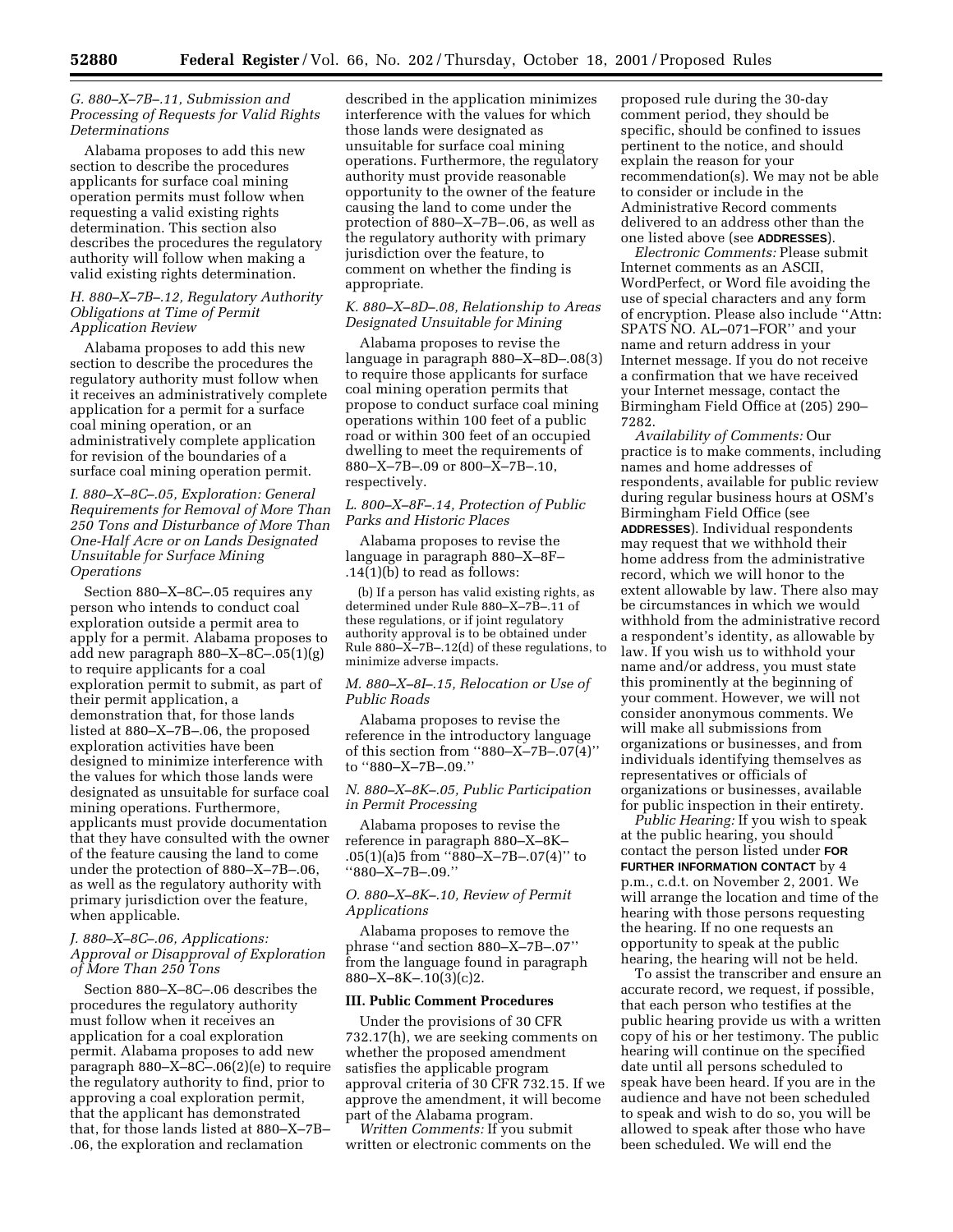### G. 880–X–7B–.11, Submission and Processing of Requests for Valid Rights Determinations

Alabama proposes to add this new section to describe the procedures applicants for surface coal mining operation permits must follow when requesting a valid existing rights determination. This section also describes the procedures the regulatory authority will follow when making a valid existing rights determination.

### H. 880–X–7B–.12, Regulatory Authority Obligations at Time of Permit Application Review

Alabama proposes to add this new section to describe the procedures the regulatory authority must follow when it receives an administratively complete application for a permit for a surface coal mining operation, or an administratively complete application for revision of the boundaries of a surface coal mining operation permit.

### I. 880–X–8C–.05, Exploration: General Requirements for Removal of More Than 250 Tons and Disturbance of More Than One-Half Acre or on Lands Designated Unsuitable for Surface Mining Operations

Section 880–X–8C–.05 requires any person who intends to conduct coal exploration outside a permit area to apply for a permit. Alabama proposes to add new paragraph 880–X–8C–.05(1)(g) to require applicants for a coal exploration permit to submit, as part of their permit application, a demonstration that, for those lands listed at 880–X–7B–.06, the proposed exploration activities have been designed to minimize interference with the values for which those lands were designated as unsuitable for surface coal mining operations. Furthermore, applicants must provide documentation that they have consulted with the owner of the feature causing the land to come under the protection of 880–X–7B–.06, as well as the regulatory authority with primary jurisdiction over the feature, when applicable.

### J. 880–X–8C–.06, Applications: Approval or Disapproval of Exploration of More Than 250 Tons

Section 880–X–8C–.06 describes the procedures the regulatory authority must follow when it receives an application for a coal exploration permit. Alabama proposes to add new paragraph 880–X–8C–.06(2)(e) to require the regulatory authority to find, prior to approving a coal exploration permit, that the applicant has demonstrated that, for those lands listed at 880–X–7B–.06, the exploration and reclamation described in the application minimizes interference with the values for which those lands were designated as unsuitable for surface coal mining operations. Furthermore, the regulatory authority must provide reasonable opportunity to the owner of the feature causing the land to come under the protection of 880–X–7B–.06, as well as the regulatory authority with primary jurisdiction over the feature, to comment on whether the finding is appropriate.

### K. 880–X–8D–.08, Relationship to Areas Designated Unsuitable for Mining

Alabama proposes to revise the language in paragraph 880–X–8D–.08(3) to require those applicants for surface coal mining operation permits that propose to conduct surface coal mining operations within 100 feet of a public road or within 300 feet of an occupied dwelling to meet the requirements of 880–X–7B–.09 or 800–X–7B–.10, respectively.

### L. 800–X–8F–.14, Protection of Public Parks and Historic Places

Alabama proposes to revise the language in paragraph 880–X–8F–.14(1)(b) to read as follows:

(b) If a person has valid existing rights, as determined under Rule 880–X–7B–.11 of these regulations, or if joint regulatory authority approval is to be obtained under Rule 880–X–7B–.12(d) of these regulations, to minimize adverse impacts.

### M. 880–X–8I–.15, Relocation or Use of Public Roads

Alabama proposes to revise the reference in the introductory language of this section from ''880–X–7B–.07(4)'' to ''880–X–7B–.09.''

### N. 880–X–8K–.05, Public Participation in Permit Processing

Alabama proposes to revise the reference in paragraph 880–X–8K–.05(1)(a)5 from ''880–X–7B–.07(4)'' to ''880–X–7B–.09.''

### O. 880–X–8K–.10, Review of Permit Applications

Alabama proposes to remove the phrase ''and section 880–X–7B–.07'' from the language found in paragraph 880–X–8K–.10(3)(c)2.

## III. Public Comment Procedures

Under the provisions of 30 CFR 732.17(h), we are seeking comments on whether the proposed amendment satisfies the applicable program approval criteria of 30 CFR 732.15. If we approve the amendment, it will become part of the Alabama program.

*Written Comments:* If you submit written or electronic comments on the proposed rule during the 30-day comment period, they should be specific, should be confined to issues pertinent to the notice, and should explain the reason for your recommendation(s). We may not be able to consider or include in the Administrative Record comments delivered to an address other than the one listed above (see **ADDRESSES**).

*Electronic Comments:* Please submit Internet comments as an ASCII, WordPerfect, or Word file avoiding the use of special characters and any form of encryption. Please also include ''Attn: SPATS NO. AL–071–FOR'' and your name and return address in your Internet message. If you do not receive a confirmation that we have received your Internet message, contact the Birmingham Field Office at (205) 290–7282.

*Availability of Comments:* Our practice is to make comments, including names and home addresses of respondents, available for public review during regular business hours at OSM's Birmingham Field Office (see **ADDRESSES**). Individual respondents may request that we withhold their home address from the administrative record, which we will honor to the extent allowable by law. There also may be circumstances in which we would withhold from the administrative record a respondent's identity, as allowable by law. If you wish us to withhold your name and/or address, you must state this prominently at the beginning of your comment. However, we will not consider anonymous comments. We will make all submissions from organizations or businesses, and from individuals identifying themselves as representatives or officials of organizations or businesses, available for public inspection in their entirety.

*Public Hearing:* If you wish to speak at the public hearing, you should contact the person listed under **FOR FURTHER INFORMATION CONTACT** by 4 p.m., c.d.t. on November 2, 2001. We will arrange the location and time of the hearing with those persons requesting the hearing. If no one requests an opportunity to speak at the public hearing, the hearing will not be held.

To assist the transcriber and ensure an accurate record, we request, if possible, that each person who testifies at the public hearing provide us with a written copy of his or her testimony. The public hearing will continue on the specified date until all persons scheduled to speak have been heard. If you are in the audience and have not been scheduled to speak and wish to do so, you will be allowed to speak after those who have been scheduled. We will end the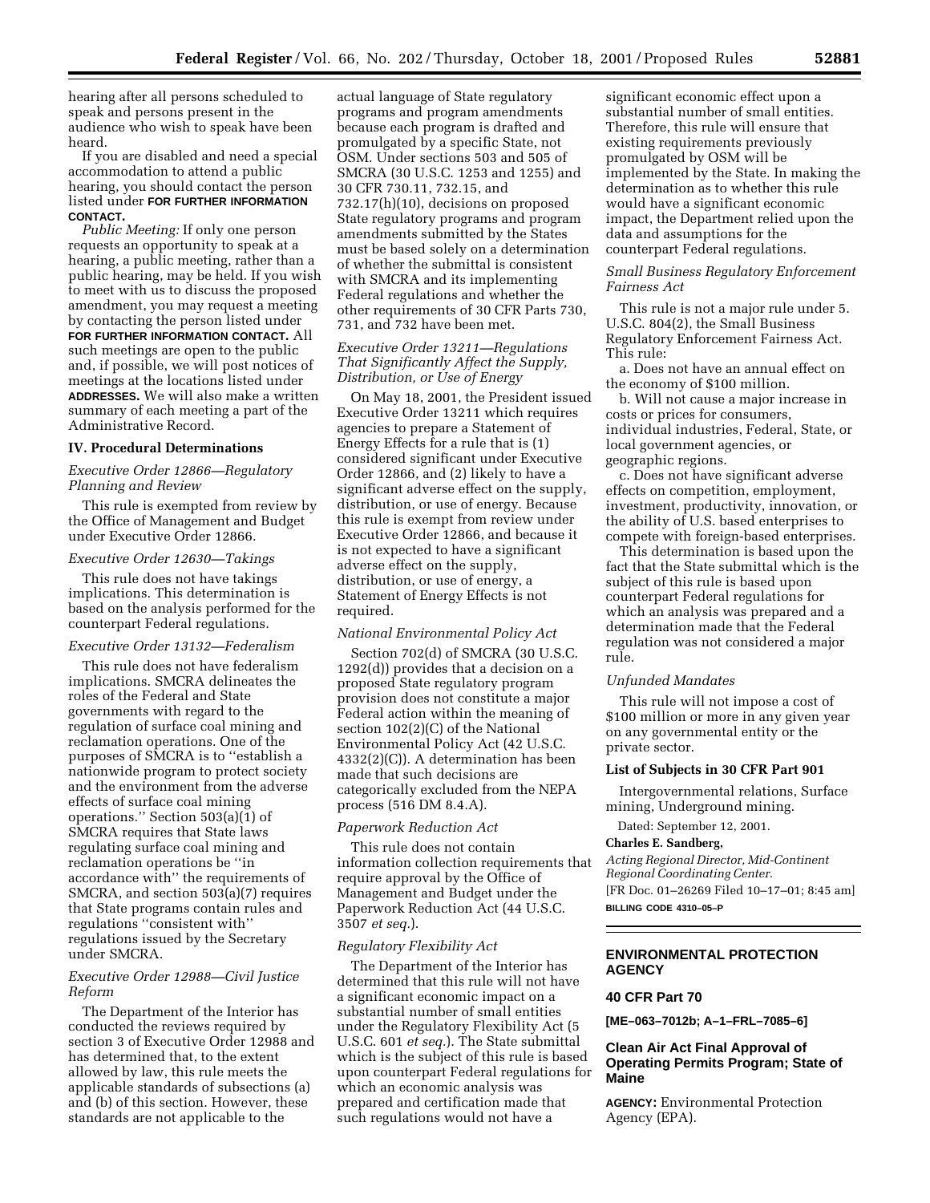hearing after all persons scheduled to speak and persons present in the audience who wish to speak have been heard.

If you are disabled and need a special accommodation to attend a public hearing, you should contact the person listed under **FOR FURTHER INFORMATION CONTACT.**

*Public Meeting:* If only one person requests an opportunity to speak at a hearing, a public meeting, rather than a public hearing, may be held. If you wish to meet with us to discuss the proposed amendment, you may request a meeting by contacting the person listed under **FOR FURTHER INFORMATION CONTACT.** All such meetings are open to the public and, if possible, we will post notices of meetings at the locations listed under **ADDRESSES.** We will also make a written summary of each meeting a part of the Administrative Record.

## IV. Procedural Determinations

### *Executive Order 12866—Regulatory Planning and Review*

This rule is exempted from review by the Office of Management and Budget under Executive Order 12866.

### *Executive Order 12630—Takings*

This rule does not have takings implications. This determination is based on the analysis performed for the counterpart Federal regulations.

### *Executive Order 13132—Federalism*

This rule does not have federalism implications. SMCRA delineates the roles of the Federal and State governments with regard to the regulation of surface coal mining and reclamation operations. One of the purposes of SMCRA is to ''establish a nationwide program to protect society and the environment from the adverse effects of surface coal mining operations.'' Section 503(a)(1) of SMCRA requires that State laws regulating surface coal mining and reclamation operations be ''in accordance with'' the requirements of SMCRA, and section 503(a)(7) requires that State programs contain rules and regulations ''consistent with'' regulations issued by the Secretary under SMCRA.

### *Executive Order 12988—Civil Justice Reform*

The Department of the Interior has conducted the reviews required by section 3 of Executive Order 12988 and has determined that, to the extent allowed by law, this rule meets the applicable standards of subsections (a) and (b) of this section. However, these standards are not applicable to the actual language of State regulatory programs and program amendments because each program is drafted and promulgated by a specific State, not OSM. Under sections 503 and 505 of SMCRA (30 U.S.C. 1253 and 1255) and 30 CFR 730.11, 732.15, and 732.17(h)(10), decisions on proposed State regulatory programs and program amendments submitted by the States must be based solely on a determination of whether the submittal is consistent with SMCRA and its implementing Federal regulations and whether the other requirements of 30 CFR Parts 730, 731, and 732 have been met.

### *Executive Order 13211—Regulations That Significantly Affect the Supply, Distribution, or Use of Energy*

On May 18, 2001, the President issued Executive Order 13211 which requires agencies to prepare a Statement of Energy Effects for a rule that is (1) considered significant under Executive Order 12866, and (2) likely to have a significant adverse effect on the supply, distribution, or use of energy. Because this rule is exempt from review under Executive Order 12866, and because it is not expected to have a significant adverse effect on the supply, distribution, or use of energy, a Statement of Energy Effects is not required.

### *National Environmental Policy Act*

Section 702(d) of SMCRA (30 U.S.C. 1292(d)) provides that a decision on a proposed State regulatory program provision does not constitute a major Federal action within the meaning of section 102(2)(C) of the National Environmental Policy Act (42 U.S.C. 4332(2)(C)). A determination has been made that such decisions are categorically excluded from the NEPA process (516 DM 8.4.A).

### *Paperwork Reduction Act*

This rule does not contain information collection requirements that require approval by the Office of Management and Budget under the Paperwork Reduction Act (44 U.S.C. 3507 *et seq.*).

### *Regulatory Flexibility Act*

The Department of the Interior has determined that this rule will not have a significant economic impact on a substantial number of small entities under the Regulatory Flexibility Act (5 U.S.C. 601 *et seq.*). The State submittal which is the subject of this rule is based upon counterpart Federal regulations for which an economic analysis was prepared and certification made that such regulations would not have a significant economic effect upon a substantial number of small entities. Therefore, this rule will ensure that existing requirements previously promulgated by OSM will be implemented by the State. In making the determination as to whether this rule would have a significant economic impact, the Department relied upon the data and assumptions for the counterpart Federal regulations.

### *Small Business Regulatory Enforcement Fairness Act*

This rule is not a major rule under 5. U.S.C. 804(2), the Small Business Regulatory Enforcement Fairness Act. This rule:

a. Does not have an annual effect on the economy of $100 million.

b. Will not cause a major increase in costs or prices for consumers, individual industries, Federal, State, or local government agencies, or geographic regions.

c. Does not have significant adverse effects on competition, employment, investment, productivity, innovation, or the ability of U.S. based enterprises to compete with foreign-based enterprises.

This determination is based upon the fact that the State submittal which is the subject of this rule is based upon counterpart Federal regulations for which an analysis was prepared and a determination made that the Federal regulation was not considered a major rule.

### *Unfunded Mandates*

This rule will not impose a cost of $100 million or more in any given year on any governmental entity or the private sector.

### List of Subjects in 30 CFR Part 901

Intergovernmental relations, Surface mining, Underground mining.

Dated: September 12, 2001.

**Charles E. Sandberg,**

*Acting Regional Director, Mid-Continent Regional Coordinating Center.*

[FR Doc. 01–26269 Filed 10–17–01; 8:45 am]

**BILLING CODE 4310–05–P**

---

## ENVIRONMENTAL PROTECTION AGENCY

### 40 CFR Part 70

**[ME–063–7012b; A–1–FRL–7085–6]**

### Clean Air Act Final Approval of Operating Permits Program; State of Maine

**AGENCY:** Environmental Protection Agency (EPA).